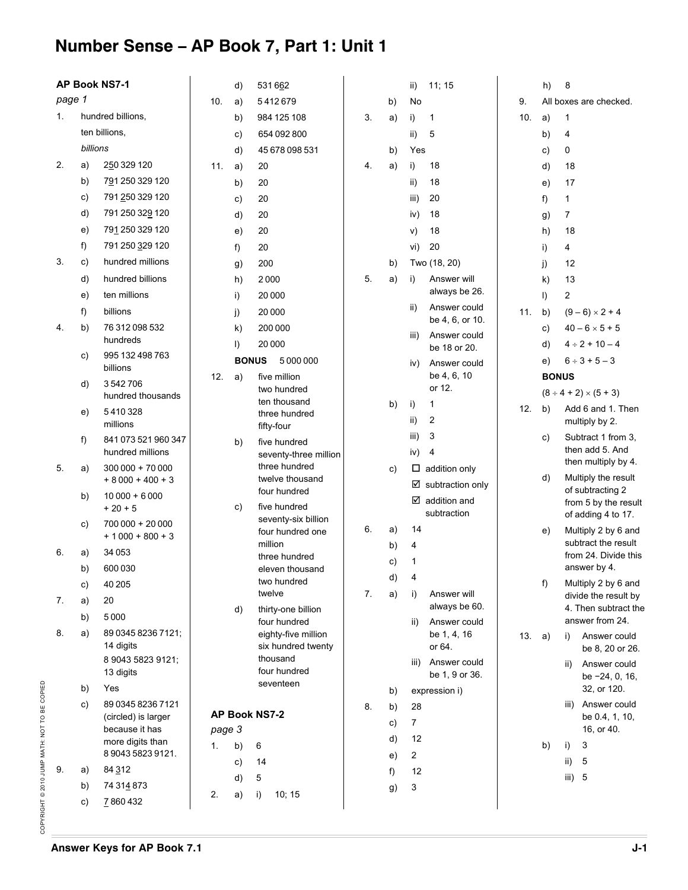# Number Sense – AP Book 7, Part 1: Unit 1

## AP Book NS7-1

*page 1*

1. hundred billions, ten billions, *billions*

2. a) 2<u>5</u>0 329 120
   b) 7<u>9</u>1 250 329 120
   c) 791 <u>2</u>50 329 120
   d) 791 250 32<u>9</u> 120
   e) 79<u>1</u> 250 329 120
   f) 791 250 <u>3</u>29 120

3. c) hundred millions
   d) hundred billions
   e) ten millions
   f) billions

4. b) 76 312 098 532 hundreds
   c) 995 132 498 763 billions
   d) 3 542 706 hundred thousands
   e) 5 410 328 millions
   f) 841 073 521 960 347 hundred millions

5. a) 300 000 + 70 000 + 8 000 + 400 + 3
   b) 10 000 + 6 000 + 20 + 5
   c) 700 000 + 20 000 + 1 000 + 800 + 3

6. a) 34 053
   b) 600 030
   c) 40 205

7. a) 20
   b) 5 000

8. a) 89 0345 8236 7121; 14 digits
   8 9043 5823 9121; 13 digits
   b) Yes
   c) 89 0345 8236 7121 (circled) is larger because it has more digits than 8 9043 5823 9121.

9. a) 84 <u>3</u>12
   b) 74 31<u>4</u> 873
   c) <u>7</u> 860 432
   d) 531 6<u>6</u>2

10. a) 5 412 679
    b) 984 125 108
    c) 654 092 800
    d) 45 678 098 531

11. a) 20
    b) 20
    c) 20
    d) 20
    e) 20
    f) 20
    g) 200
    h) 2 000
    i) 20 000
    j) 20 000
    k) 200 000
    l) 20 000
    **BONUS** 5 000 000

12. a) five million two hundred ten thousand three hundred fifty-four
    b) five hundred seventy-three million three hundred twelve thousand four hundred
    c) five hundred seventy-six billion four hundred one million three hundred eleven thousand two hundred twelve
    d) thirty-one billion four hundred eighty-five million six hundred twenty thousand four hundred seventeen

## AP Book NS7-2

*page 3*

1. b) 6
   c) 14
   d) 5

2. a) i) 10; 15
   ii) 11; 15
   b) No

3. a) i) 1
   ii) 5
   b) Yes

4. a) i) 18
   ii) 18
   iii) 20
   iv) 18
   v) 18
   vi) 20
   b) Two (18, 20)

5. a) i) Answer will always be 26.
   ii) Answer could be 4, 6, or 10.
   iii) Answer could be 18 or 20.
   iv) Answer could be 4, 6, 10 or 12.
   b) i) 1
   ii) 2
   iii) 3
   iv) 4
   c) ☐ addition only
   ☑ subtraction only
   ☑ addition and subtraction

6. a) 14
   b) 4
   c) 1
   d) 4

7. a) i) Answer will always be 60.
   ii) Answer could be 1, 4, 16 or 64.
   iii) Answer could be 1, 9 or 36.
   b) expression i)

8. b) 28
   c) 7
   d) 12
   e) 2
   f) 12
   g) 3
   h) 8

9. All boxes are checked.

10. a) 1
    b) 4
    c) 0
    d) 18
    e) 17
    f) 1
    g) 7
    h) 18
    i) 4
    j) 12
    k) 13
    l) 2

11. b) $(9 - 6) \times 2 + 4$
    c) $40 - 6 \times 5 + 5$
    d) $4 \div 2 + 10 - 4$
    e) $6 \div 3 + 5 - 3$
    **BONUS**
    $(8 \div 4 + 2) \times (5 + 3)$

12. b) Add 6 and 1. Then multiply by 2.
    c) Subtract 1 from 3, then add 5. And then multiply by 4.
    d) Multiply the result of subtracting 2 from 5 by the result of adding 4 to 17.
    e) Multiply 2 by 6 and subtract the result from 24. Divide this answer by 4.
    f) Multiply 2 by 6 and divide the result by 4. Then subtract the answer from 24.

13. a) i) Answer could be 8, 20 or 26.
    ii) Answer could be −24, 0, 16, 32, or 120.
    iii) Answer could be 0.4, 1, 10, 16, or 40.
    b) i) 3
    ii) 5
    iii) 5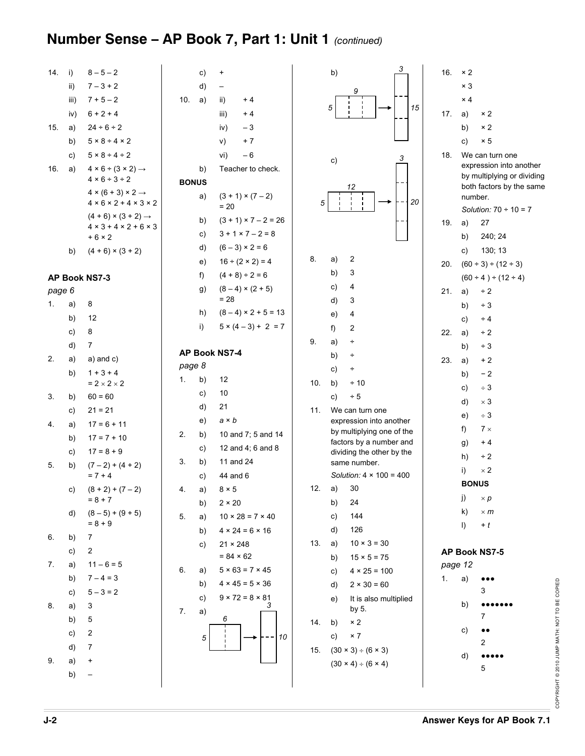# Number Sense – AP Book 7, Part 1: Unit 1 *(continued)*

14. i) 8 – 5 – 2
    ii) 7 – 3 + 2
    iii) 7 + 5 – 2
    iv) 6 + 2 + 4
15. a) 24 ÷ 6 ÷ 2
    b) 5 × 8 ÷ 4 × 2
    c) 5 × 8 ÷ 4 ÷ 2
16. a) 4 × 6 ÷ (3 × 2) → 4 × 6 ÷ 3 ÷ 2
    4 × (6 + 3) × 2 → 4 × 6 × 2 + 4 × 3 × 2
    (4 + 6) × (3 + 2) → 4 × 3 + 4 × 2 + 6 × 3 + 6 × 2
    b) (4 + 6) × (3 + 2)

## AP Book NS7-3

*page 6*

1. a) 8
   b) 12
   c) 8
   d) 7
2. a) a) and c)
   b) 1 + 3 + 4 = 2 × 2 × 2
3. b) 60 = 60
   c) 21 = 21
4. a) 17 = 6 + 11
   b) 17 = 7 + 10
   c) 17 = 8 + 9
5. b) (7 – 2) + (4 + 2) = 7 + 4
   c) (8 + 2) + (7 – 2) = 8 + 7
   d) (8 – 5) + (9 + 5) = 8 + 9
6. b) 7
   c) 2
7. a) 11 – 6 = 5
   b) 7 – 4 = 3
   c) 5 – 3 = 2
8. a) 3
   b) 5
   c) 2
   d) 7
9. a) +
   b) –
   c) +
   d) –
10. a) ii) + 4
    iii) + 4
    iv) – 3
    v) + 7
    vi) – 6
    b) Teacher to check.

**BONUS**

a) (3 + 1) × (7 – 2) = 20
b) (3 + 1) × 7 – 2 = 26
c) 3 + 1 × 7 – 2 = 8
d) (6 – 3) × 2 = 6
e) 16 ÷ (2 × 2) = 4
f) (4 + 8) ÷ 2 = 6
g) (8 – 4) × (2 + 5) = 28
h) (8 – 4) × 2 + 5 = 13
i) 5 × (4 – 3) + 2 = 7

## AP Book NS7-4

*page 8*

1. b) 12
   c) 10
   d) 21
   e) *a* × *b*
2. b) 10 and 7; 5 and 14
   c) 12 and 4; 6 and 8
3. b) 11 and 24
   c) 44 and 6
4. a) 8 × 5
   b) 2 × 20
5. a) 10 × 28 = 7 × 40
   b) 4 × 24 = 6 × 16
   c) 21 × 248 = 84 × 62
6. a) 5 × 63 = 7 × 45
   b) 4 × 45 = 5 × 36
   c) 9 × 72 = 8 × 81
7. a) 5 by 6 rectangle → 3 by 10 rectangle
   b) 5 by 9 rectangle → 3 by 15 rectangle
   c) 5 by 12 rectangle → 3 by 20 rectangle
8. a) 2
   b) 3
   c) 4
   d) 3
   e) 4
   f) 2
9. a) ÷
   b) ÷
   c) ÷
10. b) ÷ 10
    c) ÷ 5
11. We can turn one expression into another by multiplying one of the factors by a number and dividing the other by the same number.
    *Solution:* 4 × 100 = 400
12. a) 30
    b) 24
    c) 144
    d) 126
13. a) 10 × 3 = 30
    b) 15 × 5 = 75
    c) 4 × 25 = 100
    d) 2 × 30 = 60
    e) It is also multiplied by 5.
14. b) × 2
    c) × 7
15. (30 × 3) ÷ (6 × 3)
    (30 × 4) ÷ (6 × 4)
16. × 2
    × 3
    × 4
17. a) × 2
    b) × 2
    c) × 5
18. We can turn one expression into another by multiplying or dividing both factors by the same number.
    *Solution:* 70 ÷ 10 = 7
19. a) 27
    b) 240; 24
    c) 130; 13
20. (60 ÷ 3) ÷ (12 ÷ 3)
    (60 ÷ 4 ) ÷ (12 ÷ 4)
21. a) ÷ 2
    b) ÷ 3
    c) ÷ 4
22. a) ÷ 2
    b) ÷ 3
23. a) + 2
    b) − 2
    c) ÷ 3
    d) × 3
    e) ÷ 3
    f) 7 ×
    g) + 4
    h) ÷ 2
    i) × 2

**BONUS**

j) × *p*
k) × *m*
l) + *t*

## AP Book NS7-5

*page 12*

1. a) ●●●
   3
   b) ●●●●●●●
   7
   c) ●●
   2
   d) ●●●●●
   5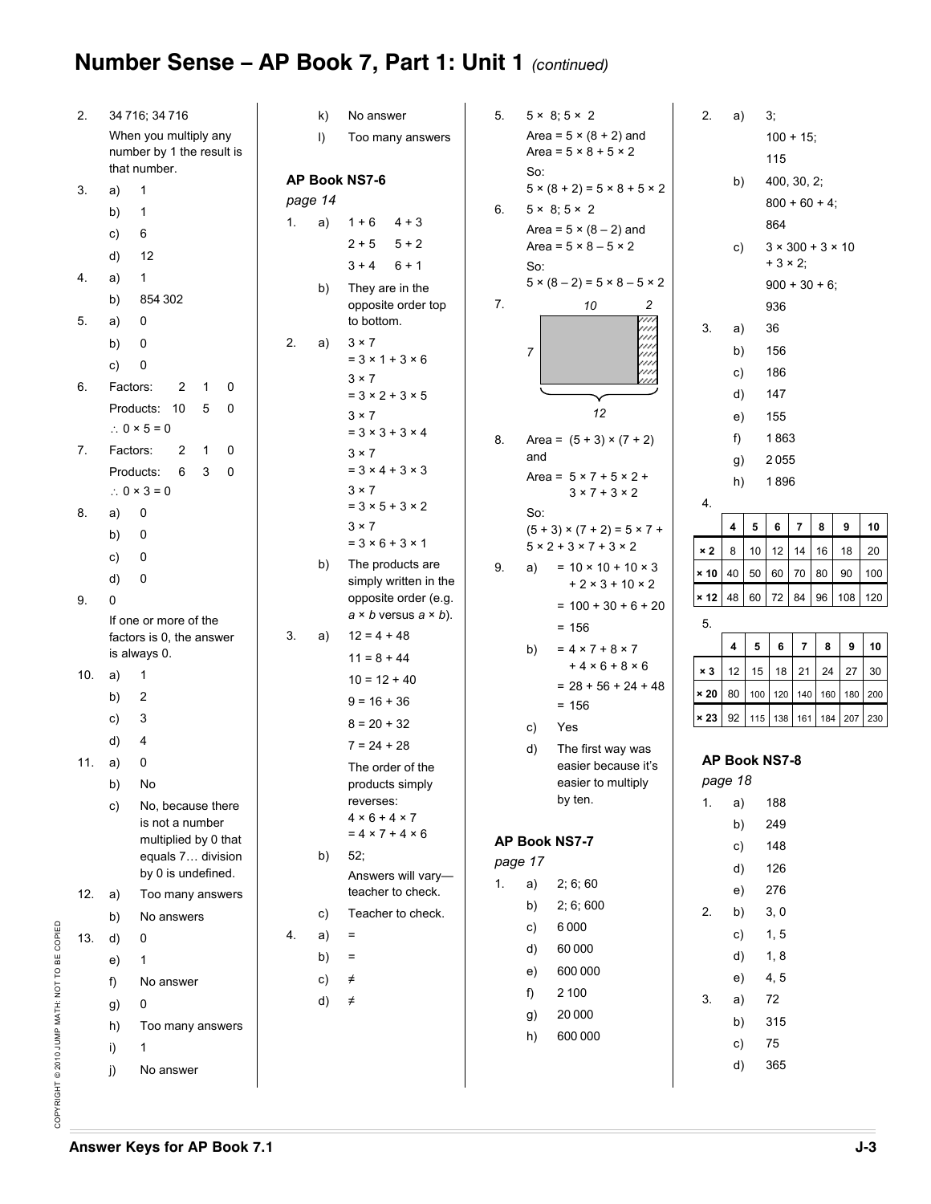# Number Sense – AP Book 7, Part 1: Unit 1 *(continued)*

2. 34 716; 34 716

   When you multiply any number by 1 the result is that number.

3. a) 1
   b) 1
   c) 6
   d) 12

4. a) 1
   b) 854 302

5. a) 0
   b) 0
   c) 0

6. Factors: 2 1 0

   Products: 10 5 0

   $\therefore 0 \times 5 = 0$

7. Factors: 2 1 0

   Products: 6 3 0

   $\therefore 0 \times 3 = 0$

8. a) 0
   b) 0
   c) 0
   d) 0

9. 0

   If one or more of the factors is 0, the answer is always 0.

10. a) 1
    b) 2
    c) 3
    d) 4

11. a) 0
    b) No
    c) No, because there is not a number multiplied by 0 that equals 7… division by 0 is undefined.

12. a) Too many answers
    b) No answers

13. d) 0
    e) 1
    f) No answer
    g) 0
    h) Too many answers
    i) 1
    j) No answer
    k) No answer
    l) Too many answers

### AP Book NS7-6

*page 14*

1. a) 1 + 6 &nbsp; 4 + 3

   2 + 5 &nbsp; 5 + 2

   3 + 4 &nbsp; 6 + 1

   b) They are in the opposite order top to bottom.

2. a) $3 \times 7 = 3 \times 1 + 3 \times 6$

   $3 \times 7 = 3 \times 2 + 3 \times 5$

   $3 \times 7 = 3 \times 3 + 3 \times 4$

   $3 \times 7 = 3 \times 4 + 3 \times 3$

   $3 \times 7 = 3 \times 5 + 3 \times 2$

   $3 \times 7 = 3 \times 6 + 3 \times 1$

   b) The products are simply written in the opposite order (e.g. $a \times b$ versus $a \times b$).

3. a) 12 = 4 + 48

   11 = 8 + 44

   10 = 12 + 40

   9 = 16 + 36

   8 = 20 + 32

   7 = 24 + 28

   The order of the products simply reverses: $4 \times 6 + 4 \times 7 = 4 \times 7 + 4 \times 6$

   b) 52;

   Answers will vary—teacher to check.

   c) Teacher to check.

4. a) =
   b) =
   c) ≠
   d) ≠

5. $5 \times 8$; $5 \times 2$

   Area = $5 \times (8 + 2)$ and Area = $5 \times 8 + 5 \times 2$

   So: $5 \times (8 + 2) = 5 \times 8 + 5 \times 2$

6. $5 \times 8$; $5 \times 2$

   Area = $5 \times (8 - 2)$ and Area = $5 \times 8 - 5 \times 2$

   So: $5 \times (8 - 2) = 5 \times 8 - 5 \times 2$

7. 10 &nbsp; 2

   7

   12

8. Area = $(5 + 3) \times (7 + 2)$ and

   Area = $5 \times 7 + 5 \times 2 + 3 \times 7 + 3 \times 2$

   So: $(5 + 3) \times (7 + 2) = 5 \times 7 + 5 \times 2 + 3 \times 7 + 3 \times 2$

9. a) $= 10 \times 10 + 10 \times 3 + 2 \times 3 + 10 \times 2$

   $= 100 + 30 + 6 + 20$

   $= 156$

   b) $= 4 \times 7 + 8 \times 7 + 4 \times 6 + 8 \times 6$

   $= 28 + 56 + 24 + 48$

   $= 156$

   c) Yes

   d) The first way was easier because it's easier to multiply by ten.

### AP Book NS7-7

*page 17*

1. a) 2; 6; 60
   b) 2; 6; 600
   c) 6 000
   d) 60 000
   e) 600 000
   f) 2 100
   g) 20 000
   h) 600 000

2. a) 3;

   100 + 15;

   115

   b) 400, 30, 2;

   800 + 60 + 4;

   864

   c) $3 \times 300 + 3 \times 10 + 3 \times 2$;

   900 + 30 + 6;

   936

3. a) 36
   b) 156
   c) 186
   d) 147
   e) 155
   f) 1 863
   g) 2 055
   h) 1 896

4.

| | 4 | 5 | 6 | 7 | 8 | 9 | 10 |
|---|---|---|---|---|---|---|---|
| × 2 | 8 | 10 | 12 | 14 | 16 | 18 | 20 |
| × 10 | 40 | 50 | 60 | 70 | 80 | 90 | 100 |
| × 12 | 48 | 60 | 72 | 84 | 96 | 108 | 120 |

5.

| | 4 | 5 | 6 | 7 | 8 | 9 | 10 |
|---|---|---|---|---|---|---|---|
| × 3 | 12 | 15 | 18 | 21 | 24 | 27 | 30 |
| × 20 | 80 | 100 | 120 | 140 | 160 | 180 | 200 |
| × 23 | 92 | 115 | 138 | 161 | 184 | 207 | 230 |

### AP Book NS7-8

*page 18*

1. a) 188
   b) 249
   c) 148
   d) 126
   e) 276

2. b) 3, 0
   c) 1, 5
   d) 1, 8
   e) 4, 5

3. a) 72
   b) 315
   c) 75
   d) 365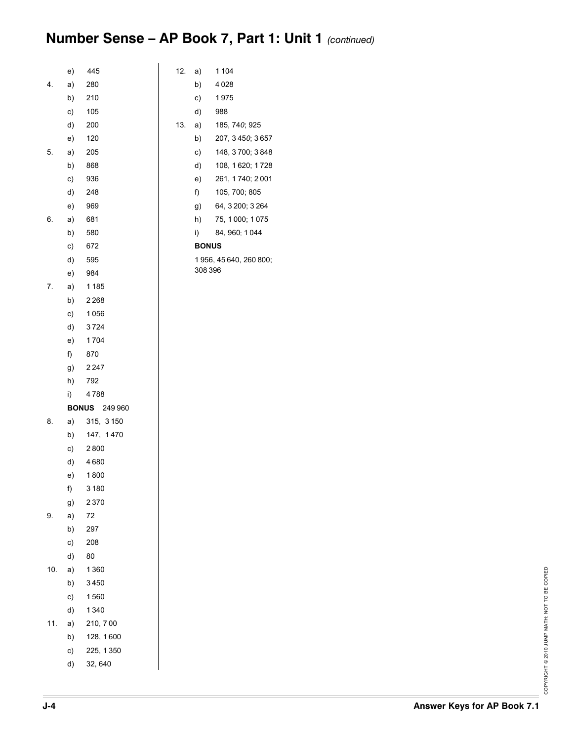## Number Sense – AP Book 7, Part 1: Unit 1 *(continued)*

e) 445

4. a) 280
   b) 210
   c) 105
   d) 200
   e) 120

5. a) 205
   b) 868
   c) 936
   d) 248
   e) 969

6. a) 681
   b) 580
   c) 672
   d) 595
   e) 984

7. a) 1 185
   b) 2 268
   c) 1 056
   d) 3 724
   e) 1 704
   f) 870
   g) 2 247
   h) 792
   i) 4 788

   **BONUS** 249 960

8. a) 315, 3 150
   b) 147, 1 470
   c) 2 800
   d) 4 680
   e) 1 800
   f) 3 180
   g) 2 370

9. a) 72
   b) 297
   c) 208
   d) 80

10. a) 1 360
    b) 3 450
    c) 1 560
    d) 1 340

11. a) 210, 7 00
    b) 128, 1 600
    c) 225, 1 350
    d) 32, 640

12. a) 1 104
    b) 4 028
    c) 1 975
    d) 988

13. a) 185, 740; 925
    b) 207, 3 450; 3 657
    c) 148, 3 700; 3 848
    d) 108, 1 620; 1 728
    e) 261, 1 740; 2 001
    f) 105, 700; 805
    g) 64, 3 200; 3 264
    h) 75, 1 000; 1 075
    i) 84, 960; 1 044

    **BONUS**

    1 956, 45 640, 260 800; 308 396